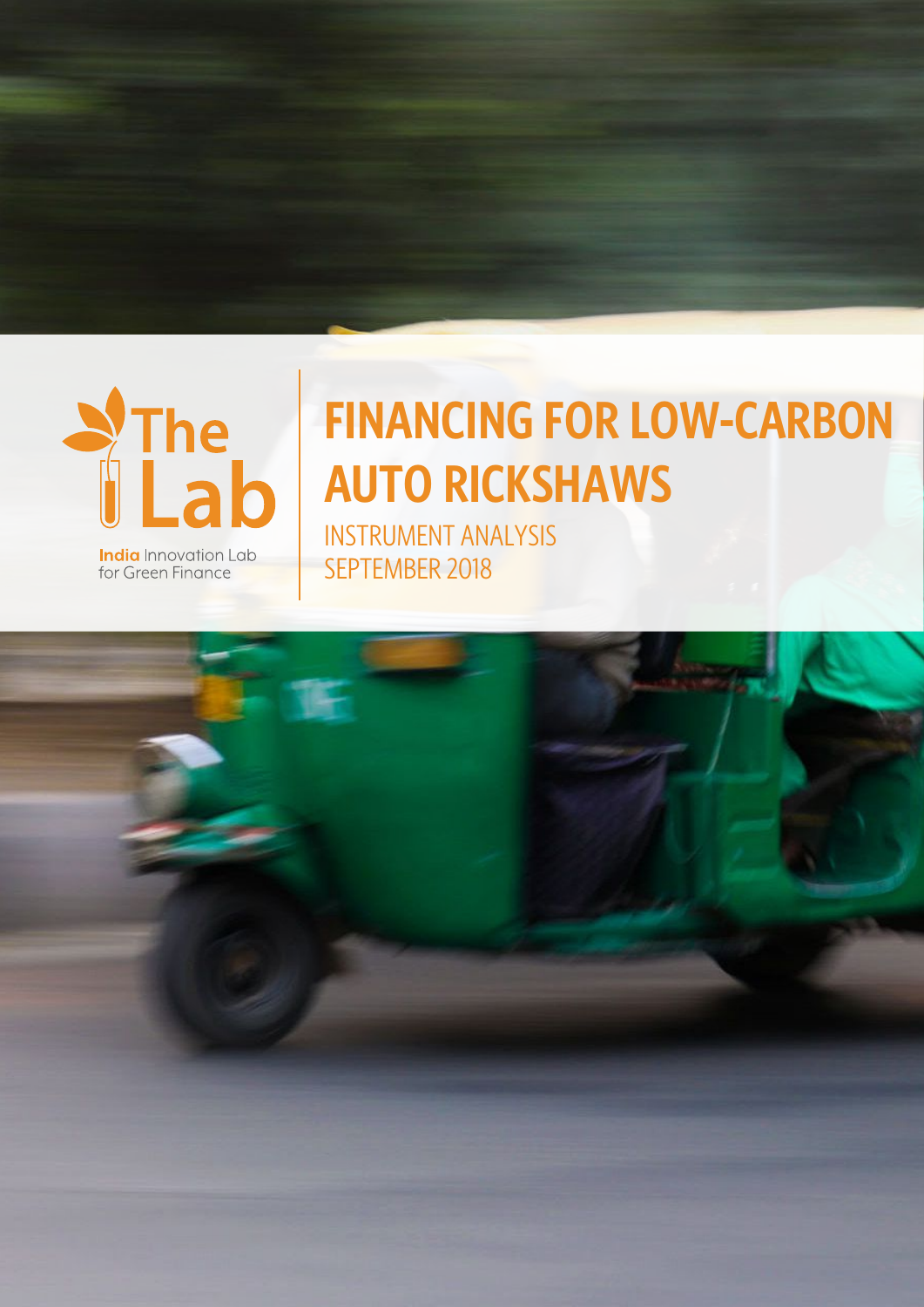The Lab

**India** Innovation Lab for Green Finance

# FINANCING FOR LOW-CARBON AUTO RICKSHAWS

INSTRUMENT ANALYSIS

SEPTEMBER 2018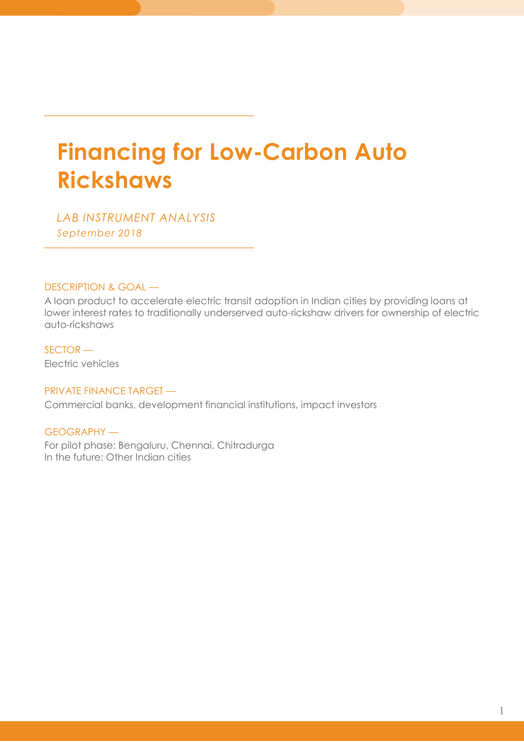# Financing for Low-Carbon Auto Rickshaws

*LAB INSTRUMENT ANALYSIS*
*September 2018*

DESCRIPTION & GOAL —
A loan product to accelerate electric transit adoption in Indian cities by providing loans at lower interest rates to traditionally underserved auto-rickshaw drivers for ownership of electric auto-rickshaws

SECTOR —
Electric vehicles

PRIVATE FINANCE TARGET —
Commercial banks, development financial institutions, impact investors

GEOGRAPHY —
For pilot phase: Bengaluru, Chennai, Chitradurga
In the future: Other Indian cities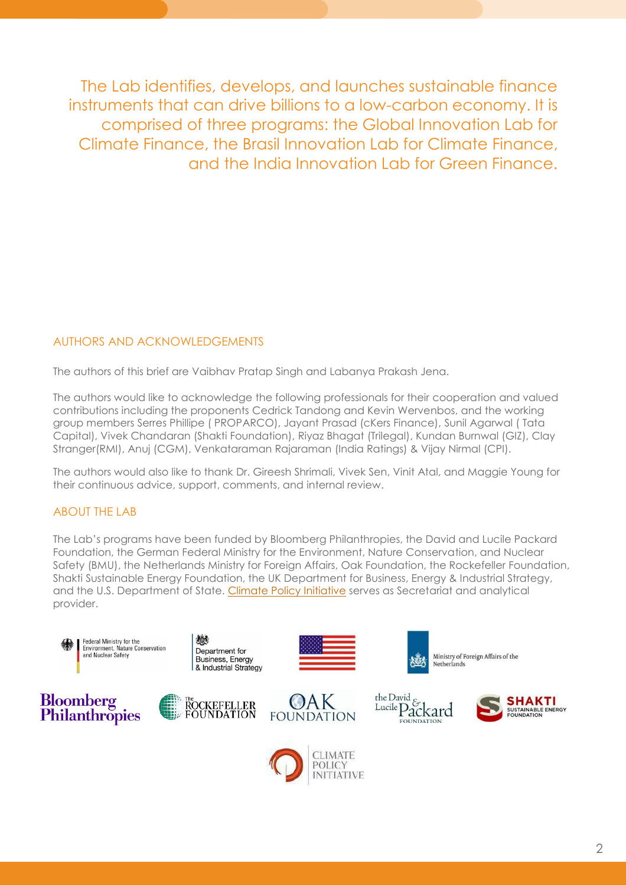The Lab identifies, develops, and launches sustainable finance instruments that can drive billions to a low-carbon economy. It is comprised of three programs: the Global Innovation Lab for Climate Finance, the Brasil Innovation Lab for Climate Finance, and the India Innovation Lab for Green Finance.

## AUTHORS AND ACKNOWLEDGEMENTS

The authors of this brief are Vaibhav Pratap Singh and Labanya Prakash Jena.

The authors would like to acknowledge the following professionals for their cooperation and valued contributions including the proponents Cedrick Tandong and Kevin Wervenbos, and the working group members Serres Phillipe ( PROPARCO), Jayant Prasad (cKers Finance), Sunil Agarwal ( Tata Capital), Vivek Chandaran (Shakti Foundation), Riyaz Bhagat (Trilegal), Kundan Burnwal (GIZ), Clay Stranger(RMI), Anuj (CGM), Venkataraman Rajaraman (India Ratings) & Vijay Nirmal (CPI).

The authors would also like to thank Dr. Gireesh Shrimali, Vivek Sen, Vinit Atal, and Maggie Young for their continuous advice, support, comments, and internal review.

## ABOUT THE LAB

The Lab's programs have been funded by Bloomberg Philanthropies, the David and Lucile Packard Foundation, the German Federal Ministry for the Environment, Nature Conservation, and Nuclear Safety (BMU), the Netherlands Ministry for Foreign Affairs, Oak Foundation, the Rockefeller Foundation, Shakti Sustainable Energy Foundation, the UK Department for Business, Energy & Industrial Strategy, and the U.S. Department of State. Climate Policy Initiative serves as Secretariat and analytical provider.

Federal Ministry for the Environment, Nature Conservation and Nuclear Safety

Department for Business, Energy & Industrial Strategy

Ministry of Foreign Affairs of the Netherlands

Bloomberg Philanthropies

The Rockefeller Foundation

Oak Foundation

the David & Lucile Packard Foundation

Shakti Sustainable Energy Foundation

Climate Policy Initiative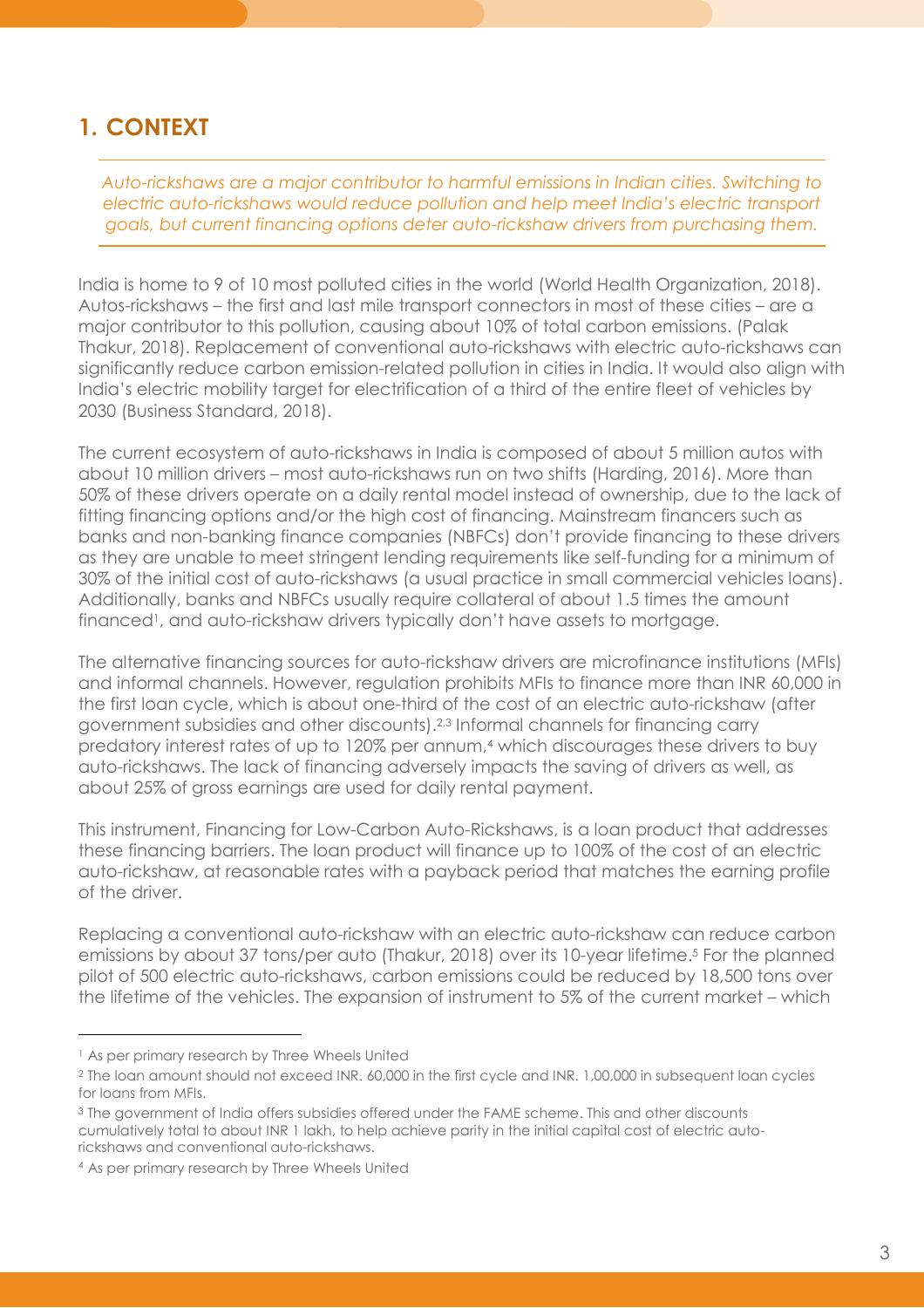## 1. CONTEXT

*Auto-rickshaws are a major contributor to harmful emissions in Indian cities. Switching to electric auto-rickshaws would reduce pollution and help meet India's electric transport goals, but current financing options deter auto-rickshaw drivers from purchasing them.*

India is home to 9 of 10 most polluted cities in the world (World Health Organization, 2018). Autos-rickshaws – the first and last mile transport connectors in most of these cities – are a major contributor to this pollution, causing about 10% of total carbon emissions. (Palak Thakur, 2018). Replacement of conventional auto-rickshaws with electric auto-rickshaws can significantly reduce carbon emission-related pollution in cities in India. It would also align with India's electric mobility target for electrification of a third of the entire fleet of vehicles by 2030 (Business Standard, 2018).

The current ecosystem of auto-rickshaws in India is composed of about 5 million autos with about 10 million drivers – most auto-rickshaws run on two shifts (Harding, 2016). More than 50% of these drivers operate on a daily rental model instead of ownership, due to the lack of fitting financing options and/or the high cost of financing. Mainstream financers such as banks and non-banking finance companies (NBFCs) don't provide financing to these drivers as they are unable to meet stringent lending requirements like self-funding for a minimum of 30% of the initial cost of auto-rickshaws (a usual practice in small commercial vehicles loans). Additionally, banks and NBFCs usually require collateral of about 1.5 times the amount financed[1], and auto-rickshaw drivers typically don't have assets to mortgage.

The alternative financing sources for auto-rickshaw drivers are microfinance institutions (MFIs) and informal channels. However, regulation prohibits MFIs to finance more than INR 60,000 in the first loan cycle, which is about one-third of the cost of an electric auto-rickshaw (after government subsidies and other discounts).[2,3] Informal channels for financing carry predatory interest rates of up to 120% per annum,[4] which discourages these drivers to buy auto-rickshaws. The lack of financing adversely impacts the saving of drivers as well, as about 25% of gross earnings are used for daily rental payment.

This instrument, Financing for Low-Carbon Auto-Rickshaws, is a loan product that addresses these financing barriers. The loan product will finance up to 100% of the cost of an electric auto-rickshaw, at reasonable rates with a payback period that matches the earning profile of the driver.

Replacing a conventional auto-rickshaw with an electric auto-rickshaw can reduce carbon emissions by about 37 tons/per auto (Thakur, 2018) over its 10-year lifetime.[5] For the planned pilot of 500 electric auto-rickshaws, carbon emissions could be reduced by 18,500 tons over the lifetime of the vehicles. The expansion of instrument to 5% of the current market – which

---

[1] As per primary research by Three Wheels United

[2] The loan amount should not exceed INR. 60,000 in the first cycle and INR. 1,00,000 in subsequent loan cycles for loans from MFIs.

[3] The government of India offers subsidies offered under the FAME scheme. This and other discounts cumulatively total to about INR 1 lakh, to help achieve parity in the initial capital cost of electric auto-rickshaws and conventional auto-rickshaws.

[4] As per primary research by Three Wheels United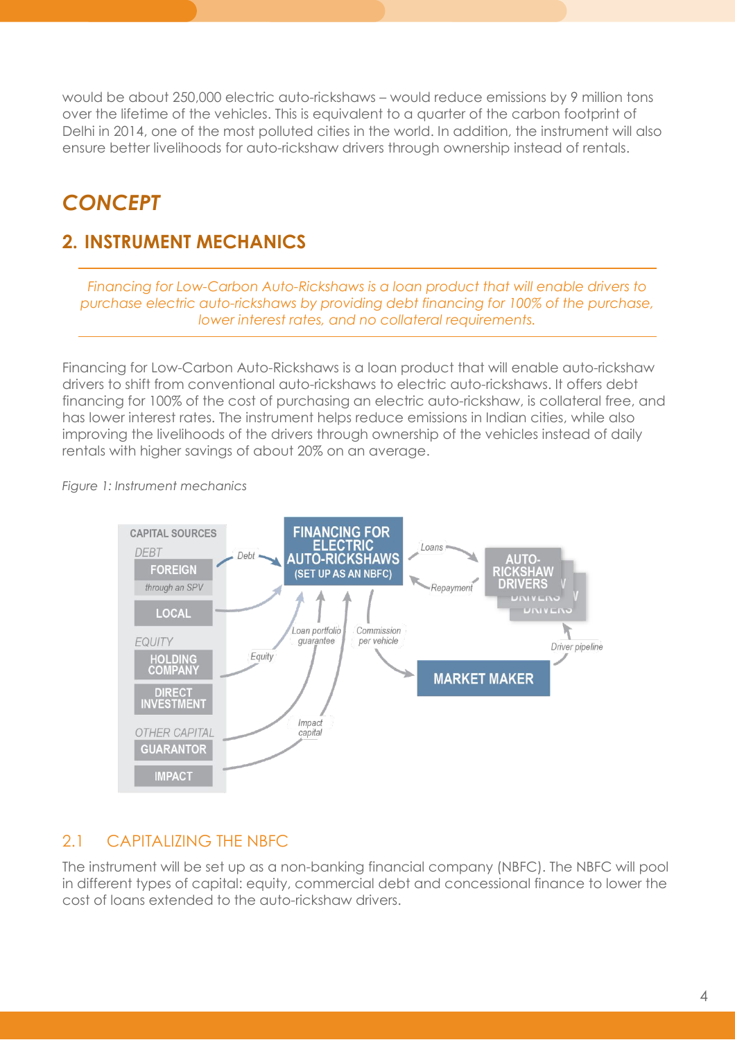would be about 250,000 electric auto-rickshaws – would reduce emissions by 9 million tons over the lifetime of the vehicles. This is equivalent to a quarter of the carbon footprint of Delhi in 2014, one of the most polluted cities in the world. In addition, the instrument will also ensure better livelihoods for auto-rickshaw drivers through ownership instead of rentals.

# CONCEPT

## 2. INSTRUMENT MECHANICS

*Financing for Low-Carbon Auto-Rickshaws is a loan product that will enable drivers to purchase electric auto-rickshaws by providing debt financing for 100% of the purchase, lower interest rates, and no collateral requirements.*

Financing for Low-Carbon Auto-Rickshaws is a loan product that will enable auto-rickshaw drivers to shift from conventional auto-rickshaws to electric auto-rickshaws. It offers debt financing for 100% of the cost of purchasing an electric auto-rickshaw, is collateral free, and has lower interest rates. The instrument helps reduce emissions in Indian cities, while also improving the livelihoods of the drivers through ownership of the vehicles instead of daily rentals with higher savings of about 20% on an average.

*Figure 1: Instrument mechanics*

### 2.1 CAPITALIZING THE NBFC

The instrument will be set up as a non-banking financial company (NBFC). The NBFC will pool in different types of capital: equity, commercial debt and concessional finance to lower the cost of loans extended to the auto-rickshaw drivers.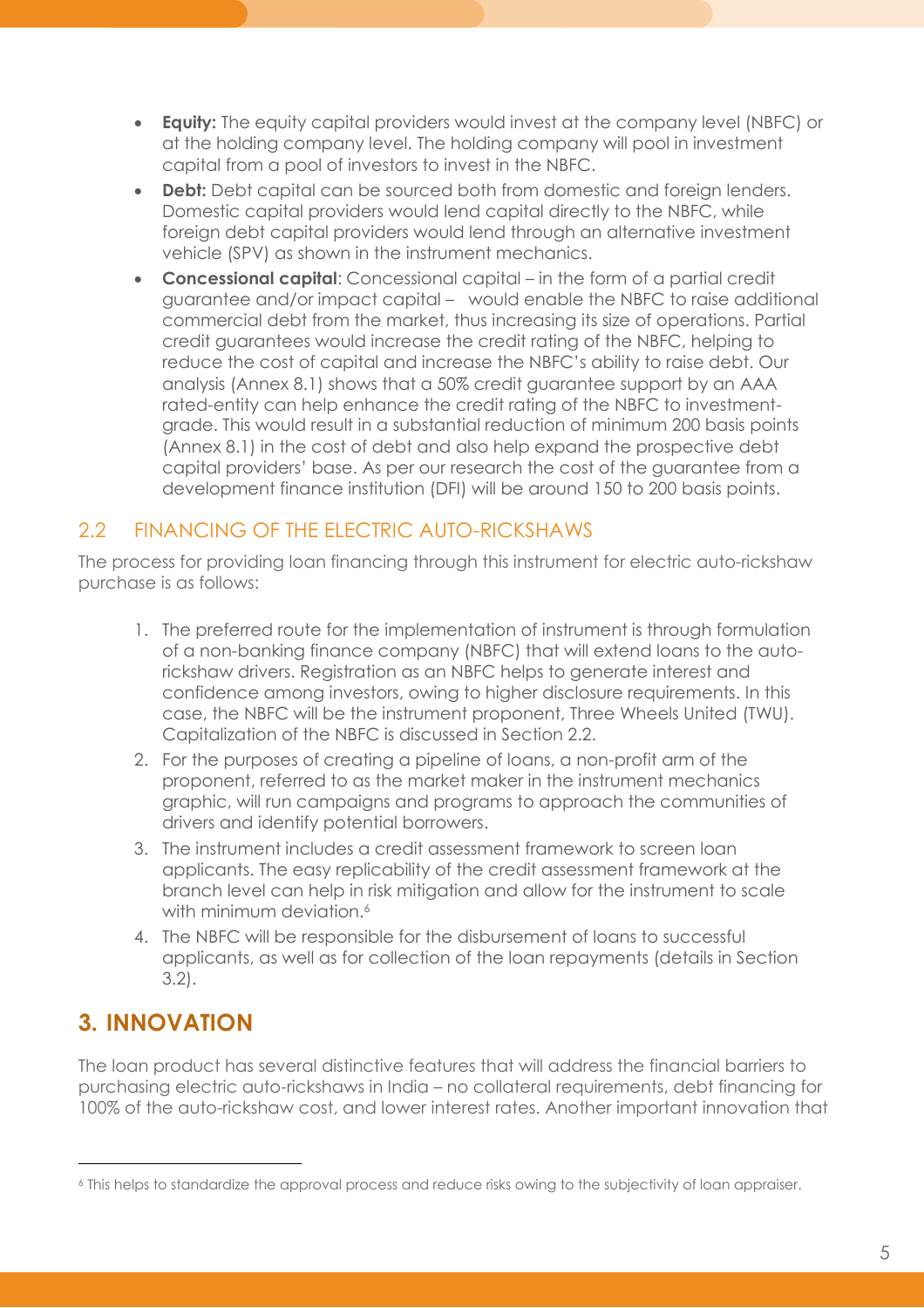- **Equity:** The equity capital providers would invest at the company level (NBFC) or at the holding company level. The holding company will pool in investment capital from a pool of investors to invest in the NBFC.
- **Debt:** Debt capital can be sourced both from domestic and foreign lenders. Domestic capital providers would lend capital directly to the NBFC, while foreign debt capital providers would lend through an alternative investment vehicle (SPV) as shown in the instrument mechanics.
- **Concessional capital**: Concessional capital – in the form of a partial credit guarantee and/or impact capital – would enable the NBFC to raise additional commercial debt from the market, thus increasing its size of operations. Partial credit guarantees would increase the credit rating of the NBFC, helping to reduce the cost of capital and increase the NBFC's ability to raise debt. Our analysis (Annex 8.1) shows that a 50% credit guarantee support by an AAA rated-entity can help enhance the credit rating of the NBFC to investment-grade. This would result in a substantial reduction of minimum 200 basis points (Annex 8.1) in the cost of debt and also help expand the prospective debt capital providers' base. As per our research the cost of the guarantee from a development finance institution (DFI) will be around 150 to 200 basis points.

## 2.2 FINANCING OF THE ELECTRIC AUTO-RICKSHAWS

The process for providing loan financing through this instrument for electric auto-rickshaw purchase is as follows:

1. The preferred route for the implementation of instrument is through formulation of a non-banking finance company (NBFC) that will extend loans to the auto-rickshaw drivers. Registration as an NBFC helps to generate interest and confidence among investors, owing to higher disclosure requirements. In this case, the NBFC will be the instrument proponent, Three Wheels United (TWU). Capitalization of the NBFC is discussed in Section 2.2.
2. For the purposes of creating a pipeline of loans, a non-profit arm of the proponent, referred to as the market maker in the instrument mechanics graphic, will run campaigns and programs to approach the communities of drivers and identify potential borrowers.
3. The instrument includes a credit assessment framework to screen loan applicants. The easy replicability of the credit assessment framework at the branch level can help in risk mitigation and allow for the instrument to scale with minimum deviation.[6]
4. The NBFC will be responsible for the disbursement of loans to successful applicants, as well as for collection of the loan repayments (details in Section 3.2).

# 3. INNOVATION

The loan product has several distinctive features that will address the financial barriers to purchasing electric auto-rickshaws in India – no collateral requirements, debt financing for 100% of the auto-rickshaw cost, and lower interest rates. Another important innovation that

[6] This helps to standardize the approval process and reduce risks owing to the subjectivity of loan appraiser.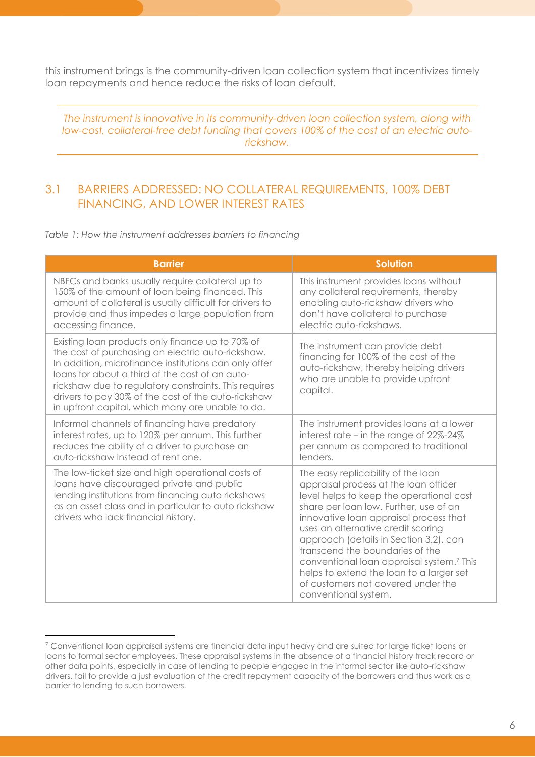this instrument brings is the community-driven loan collection system that incentivizes timely loan repayments and hence reduce the risks of loan default.

*The instrument is innovative in its community-driven loan collection system, along with low-cost, collateral-free debt funding that covers 100% of the cost of an electric auto-rickshaw.*

## 3.1 BARRIERS ADDRESSED: NO COLLATERAL REQUIREMENTS, 100% DEBT FINANCING, AND LOWER INTEREST RATES

*Table 1: How the instrument addresses barriers to financing*

| Barrier | Solution |
|---|---|
| NBFCs and banks usually require collateral up to 150% of the amount of loan being financed. This amount of collateral is usually difficult for drivers to provide and thus impedes a large population from accessing finance. | This instrument provides loans without any collateral requirements, thereby enabling auto-rickshaw drivers who don't have collateral to purchase electric auto-rickshaws. |
| Existing loan products only finance up to 70% of the cost of purchasing an electric auto-rickshaw. In addition, microfinance institutions can only offer loans for about a third of the cost of an auto-rickshaw due to regulatory constraints. This requires drivers to pay 30% of the cost of the auto-rickshaw in upfront capital, which many are unable to do. | The instrument can provide debt financing for 100% of the cost of the auto-rickshaw, thereby helping drivers who are unable to provide upfront capital. |
| Informal channels of financing have predatory interest rates, up to 120% per annum. This further reduces the ability of a driver to purchase an auto-rickshaw instead of rent one. | The instrument provides loans at a lower interest rate – in the range of 22%-24% per annum as compared to traditional lenders. |
| The low-ticket size and high operational costs of loans have discouraged private and public lending institutions from financing auto rickshaws as an asset class and in particular to auto rickshaw drivers who lack financial history. | The easy replicability of the loan appraisal process at the loan officer level helps to keep the operational cost share per loan low. Further, use of an innovative loan appraisal process that uses an alternative credit scoring approach (details in Section 3.2), can transcend the boundaries of the conventional loan appraisal system.[7] This helps to extend the loan to a larger set of customers not covered under the conventional system. |

[7] Conventional loan appraisal systems are financial data input heavy and are suited for large ticket loans or loans to formal sector employees. These appraisal systems in the absence of a financial history track record or other data points, especially in case of lending to people engaged in the informal sector like auto-rickshaw drivers, fail to provide a just evaluation of the credit repayment capacity of the borrowers and thus work as a barrier to lending to such borrowers.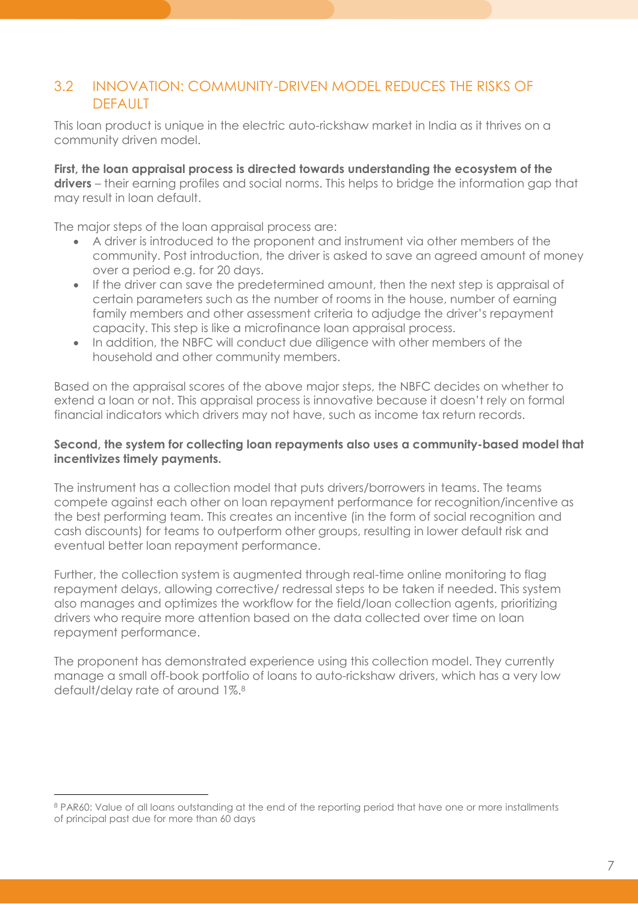## 3.2 INNOVATION: COMMUNITY-DRIVEN MODEL REDUCES THE RISKS OF DEFAULT

This loan product is unique in the electric auto-rickshaw market in India as it thrives on a community driven model.

**First, the loan appraisal process is directed towards understanding the ecosystem of the drivers** – their earning profiles and social norms. This helps to bridge the information gap that may result in loan default.

The major steps of the loan appraisal process are:

- A driver is introduced to the proponent and instrument via other members of the community. Post introduction, the driver is asked to save an agreed amount of money over a period e.g. for 20 days.
- If the driver can save the predetermined amount, then the next step is appraisal of certain parameters such as the number of rooms in the house, number of earning family members and other assessment criteria to adjudge the driver's repayment capacity. This step is like a microfinance loan appraisal process.
- In addition, the NBFC will conduct due diligence with other members of the household and other community members.

Based on the appraisal scores of the above major steps, the NBFC decides on whether to extend a loan or not. This appraisal process is innovative because it doesn't rely on formal financial indicators which drivers may not have, such as income tax return records.

**Second, the system for collecting loan repayments also uses a community-based model that incentivizes timely payments.**

The instrument has a collection model that puts drivers/borrowers in teams. The teams compete against each other on loan repayment performance for recognition/incentive as the best performing team. This creates an incentive (in the form of social recognition and cash discounts) for teams to outperform other groups, resulting in lower default risk and eventual better loan repayment performance.

Further, the collection system is augmented through real-time online monitoring to flag repayment delays, allowing corrective/ redressal steps to be taken if needed. This system also manages and optimizes the workflow for the field/loan collection agents, prioritizing drivers who require more attention based on the data collected over time on loan repayment performance.

The proponent has demonstrated experience using this collection model. They currently manage a small off-book portfolio of loans to auto-rickshaw drivers, which has a very low default/delay rate of around 1%.[8]

[8] PAR60: Value of all loans outstanding at the end of the reporting period that have one or more installments of principal past due for more than 60 days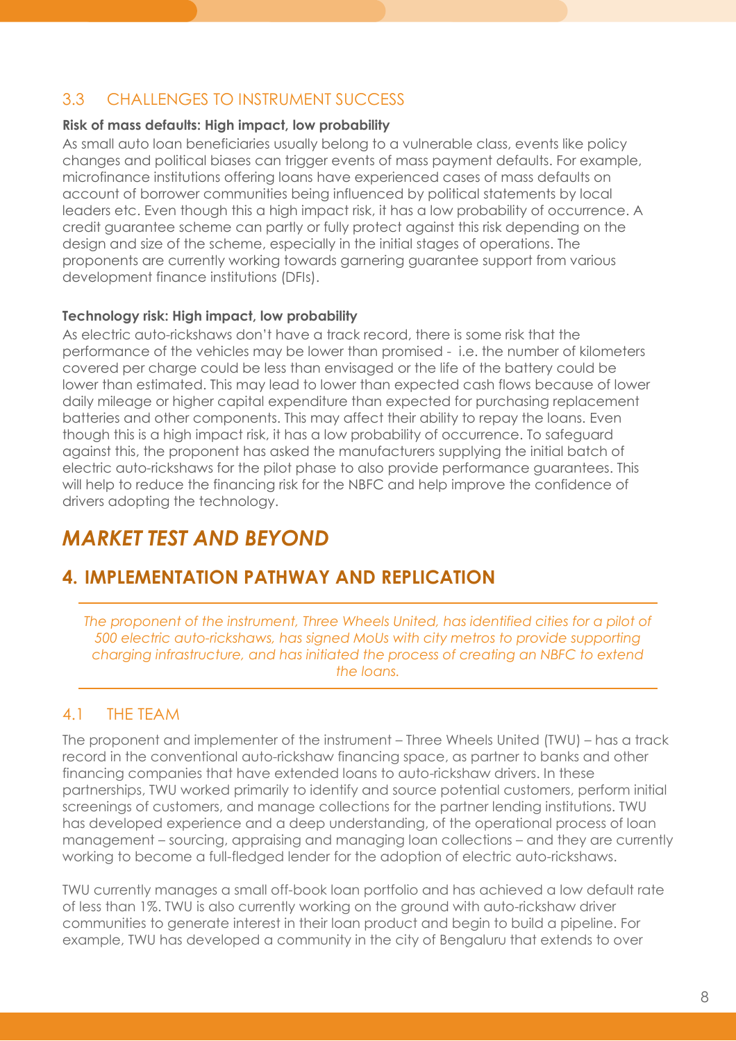### 3.3 CHALLENGES TO INSTRUMENT SUCCESS

**Risk of mass defaults: High impact, low probability**

As small auto loan beneficiaries usually belong to a vulnerable class, events like policy changes and political biases can trigger events of mass payment defaults. For example, microfinance institutions offering loans have experienced cases of mass defaults on account of borrower communities being influenced by political statements by local leaders etc. Even though this a high impact risk, it has a low probability of occurrence. A credit guarantee scheme can partly or fully protect against this risk depending on the design and size of the scheme, especially in the initial stages of operations. The proponents are currently working towards garnering guarantee support from various development finance institutions (DFIs).

**Technology risk: High impact, low probability**

As electric auto-rickshaws don't have a track record, there is some risk that the performance of the vehicles may be lower than promised - i.e. the number of kilometers covered per charge could be less than envisaged or the life of the battery could be lower than estimated. This may lead to lower than expected cash flows because of lower daily mileage or higher capital expenditure than expected for purchasing replacement batteries and other components. This may affect their ability to repay the loans. Even though this is a high impact risk, it has a low probability of occurrence. To safeguard against this, the proponent has asked the manufacturers supplying the initial batch of electric auto-rickshaws for the pilot phase to also provide performance guarantees. This will help to reduce the financing risk for the NBFC and help improve the confidence of drivers adopting the technology.

# *MARKET TEST AND BEYOND*

## 4. IMPLEMENTATION PATHWAY AND REPLICATION

*The proponent of the instrument, Three Wheels United, has identified cities for a pilot of 500 electric auto-rickshaws, has signed MoUs with city metros to provide supporting charging infrastructure, and has initiated the process of creating an NBFC to extend the loans.*

### 4.1 THE TEAM

The proponent and implementer of the instrument – Three Wheels United (TWU) – has a track record in the conventional auto-rickshaw financing space, as partner to banks and other financing companies that have extended loans to auto-rickshaw drivers. In these partnerships, TWU worked primarily to identify and source potential customers, perform initial screenings of customers, and manage collections for the partner lending institutions. TWU has developed experience and a deep understanding, of the operational process of loan management – sourcing, appraising and managing loan collections – and they are currently working to become a full-fledged lender for the adoption of electric auto-rickshaws.

TWU currently manages a small off-book loan portfolio and has achieved a low default rate of less than 1%. TWU is also currently working on the ground with auto-rickshaw driver communities to generate interest in their loan product and begin to build a pipeline. For example, TWU has developed a community in the city of Bengaluru that extends to over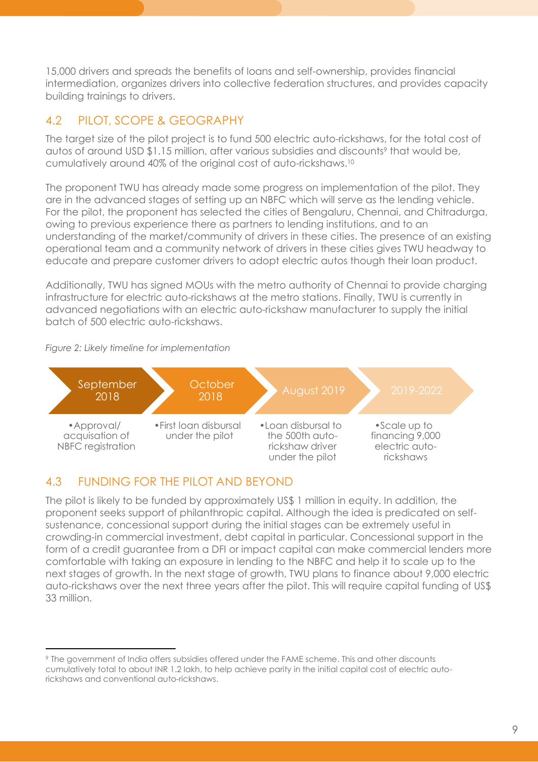15,000 drivers and spreads the benefits of loans and self-ownership, provides financial intermediation, organizes drivers into collective federation structures, and provides capacity building trainings to drivers.

## 4.2 PILOT, SCOPE & GEOGRAPHY

The target size of the pilot project is to fund 500 electric auto-rickshaws, for the total cost of autos of around USD $1.15 million, after various subsidies and discounts[9] that would be, cumulatively around 40% of the original cost of auto-rickshaws.[10]

The proponent TWU has already made some progress on implementation of the pilot. They are in the advanced stages of setting up an NBFC which will serve as the lending vehicle. For the pilot, the proponent has selected the cities of Bengaluru, Chennai, and Chitradurga, owing to previous experience there as partners to lending institutions, and to an understanding of the market/community of drivers in these cities. The presence of an existing operational team and a community network of drivers in these cities gives TWU headway to educate and prepare customer drivers to adopt electric autos though their loan product.

Additionally, TWU has signed MOUs with the metro authority of Chennai to provide charging infrastructure for electric auto-rickshaws at the metro stations. Finally, TWU is currently in advanced negotiations with an electric auto-rickshaw manufacturer to supply the initial batch of 500 electric auto-rickshaws.

*Figure 2: Likely timeline for implementation*

| September 2018 | October 2018 | August 2019 | 2019-2022 |
|---|---|---|---|
| • Approval/ acquisation of NBFC registration | • First loan disbursal under the pilot | • Loan disbursal to the 500th auto-rickshaw driver under the pilot | • Scale up to financing 9,000 electric auto-rickshaws |

## 4.3 FUNDING FOR THE PILOT AND BEYOND

The pilot is likely to be funded by approximately US$ 1 million in equity. In addition, the proponent seeks support of philanthropic capital. Although the idea is predicated on self-sustenance, concessional support during the initial stages can be extremely useful in crowding-in commercial investment, debt capital in particular. Concessional support in the form of a credit guarantee from a DFI or impact capital can make commercial lenders more comfortable with taking an exposure in lending to the NBFC and help it to scale up to the next stages of growth. In the next stage of growth, TWU plans to finance about 9,000 electric auto-rickshaws over the next three years after the pilot. This will require capital funding of US$ 33 million.

---

[9] The government of India offers subsidies offered under the FAME scheme. This and other discounts cumulatively total to about INR 1.2 lakh, to help achieve parity in the initial capital cost of electric auto-rickshaws and conventional auto-rickshaws.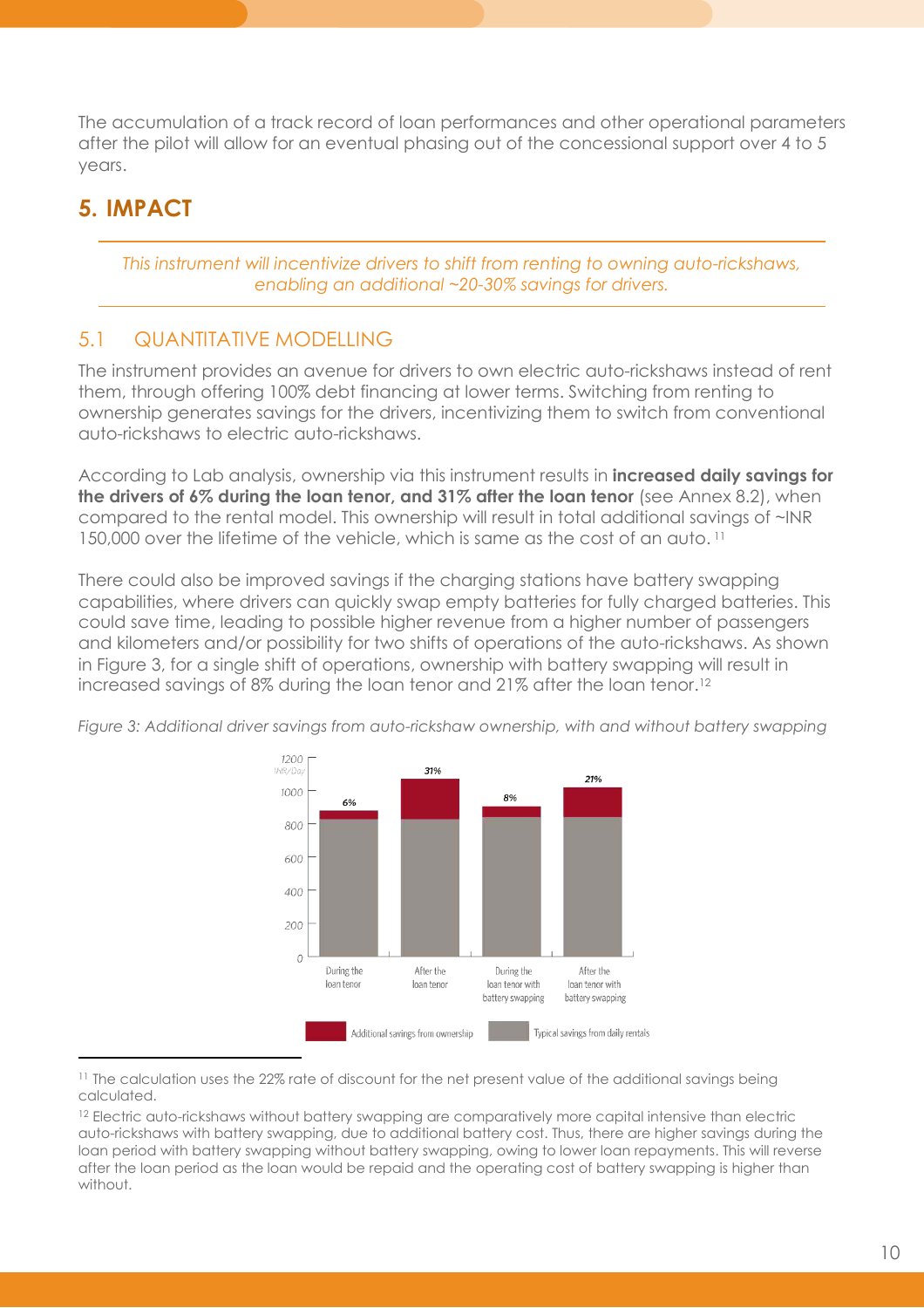The accumulation of a track record of loan performances and other operational parameters after the pilot will allow for an eventual phasing out of the concessional support over 4 to 5 years.

# 5. IMPACT

*This instrument will incentivize drivers to shift from renting to owning auto-rickshaws, enabling an additional ~20-30% savings for drivers.*

## 5.1 QUANTITATIVE MODELLING

The instrument provides an avenue for drivers to own electric auto-rickshaws instead of rent them, through offering 100% debt financing at lower terms. Switching from renting to ownership generates savings for the drivers, incentivizing them to switch from conventional auto-rickshaws to electric auto-rickshaws.

According to Lab analysis, ownership via this instrument results in **increased daily savings for the drivers of 6% during the loan tenor, and 31% after the loan tenor** (see Annex 8.2), when compared to the rental model. This ownership will result in total additional savings of ~INR 150,000 over the lifetime of the vehicle, which is same as the cost of an auto.[11]

There could also be improved savings if the charging stations have battery swapping capabilities, where drivers can quickly swap empty batteries for fully charged batteries. This could save time, leading to possible higher revenue from a higher number of passengers and kilometers and/or possibility for two shifts of operations of the auto-rickshaws. As shown in Figure 3, for a single shift of operations, ownership with battery swapping will result in increased savings of 8% during the loan tenor and 21% after the loan tenor.[12]

*Figure 3: Additional driver savings from auto-rickshaw ownership, with and without battery swapping*

[11] The calculation uses the 22% rate of discount for the net present value of the additional savings being calculated.

[12] Electric auto-rickshaws without battery swapping are comparatively more capital intensive than electric auto-rickshaws with battery swapping, due to additional battery cost. Thus, there are higher savings during the loan period with battery swapping without battery swapping, owing to lower loan repayments. This will reverse after the loan period as the loan would be repaid and the operating cost of battery swapping is higher than without.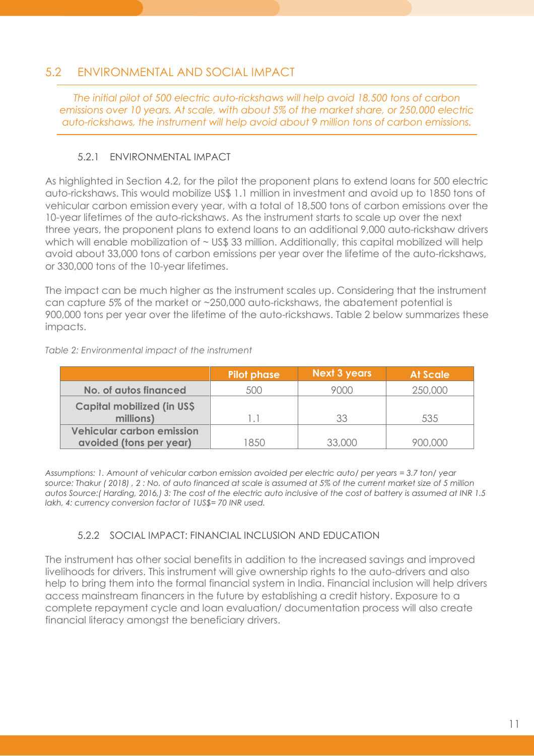## 5.2 ENVIRONMENTAL AND SOCIAL IMPACT

*The initial pilot of 500 electric auto-rickshaws will help avoid 18,500 tons of carbon emissions over 10 years. At scale, with about 5% of the market share, or 250,000 electric auto-rickshaws, the instrument will help avoid about 9 million tons of carbon emissions.*

### 5.2.1 ENVIRONMENTAL IMPACT

As highlighted in Section 4.2, for the pilot the proponent plans to extend loans for 500 electric auto-rickshaws. This would mobilize US$ 1.1 million in investment and avoid up to 1850 tons of vehicular carbon emission every year, with a total of 18,500 tons of carbon emissions over the 10-year lifetimes of the auto-rickshaws. As the instrument starts to scale up over the next three years, the proponent plans to extend loans to an additional 9,000 auto-rickshaw drivers which will enable mobilization of ~ US$ 33 million. Additionally, this capital mobilized will help avoid about 33,000 tons of carbon emissions per year over the lifetime of the auto-rickshaws, or 330,000 tons of the 10-year lifetimes.

The impact can be much higher as the instrument scales up. Considering that the instrument can capture 5% of the market or ~250,000 auto-rickshaws, the abatement potential is 900,000 tons per year over the lifetime of the auto-rickshaws. Table 2 below summarizes these impacts.

*Table 2: Environmental impact of the instrument*

| | Pilot phase | Next 3 years | At Scale |
|---|---|---|---|
| **No. of autos financed** | 500 | 9000 | 250,000 |
| **Capital mobilized (in US$ millions)** | 1.1 | 33 | 535 |
| **Vehicular carbon emission avoided (tons per year)** | 1850 | 33,000 | 900,000 |

*Assumptions: 1. Amount of vehicular carbon emission avoided per electric auto/ per years = 3.7 ton/ year source: Thakur ( 2018) , 2 : No. of auto financed at scale is assumed at 5% of the current market size of 5 million autos Source:( Harding, 2016,) 3: The cost of the electric auto inclusive of the cost of battery is assumed at INR 1.5 lakh, 4: currency conversion factor of 1US$= 70 INR used.*

### 5.2.2 SOCIAL IMPACT: FINANCIAL INCLUSION AND EDUCATION

The instrument has other social benefits in addition to the increased savings and improved livelihoods for drivers. This instrument will give ownership rights to the auto-drivers and also help to bring them into the formal financial system in India. Financial inclusion will help drivers access mainstream financers in the future by establishing a credit history. Exposure to a complete repayment cycle and loan evaluation/ documentation process will also create financial literacy amongst the beneficiary drivers.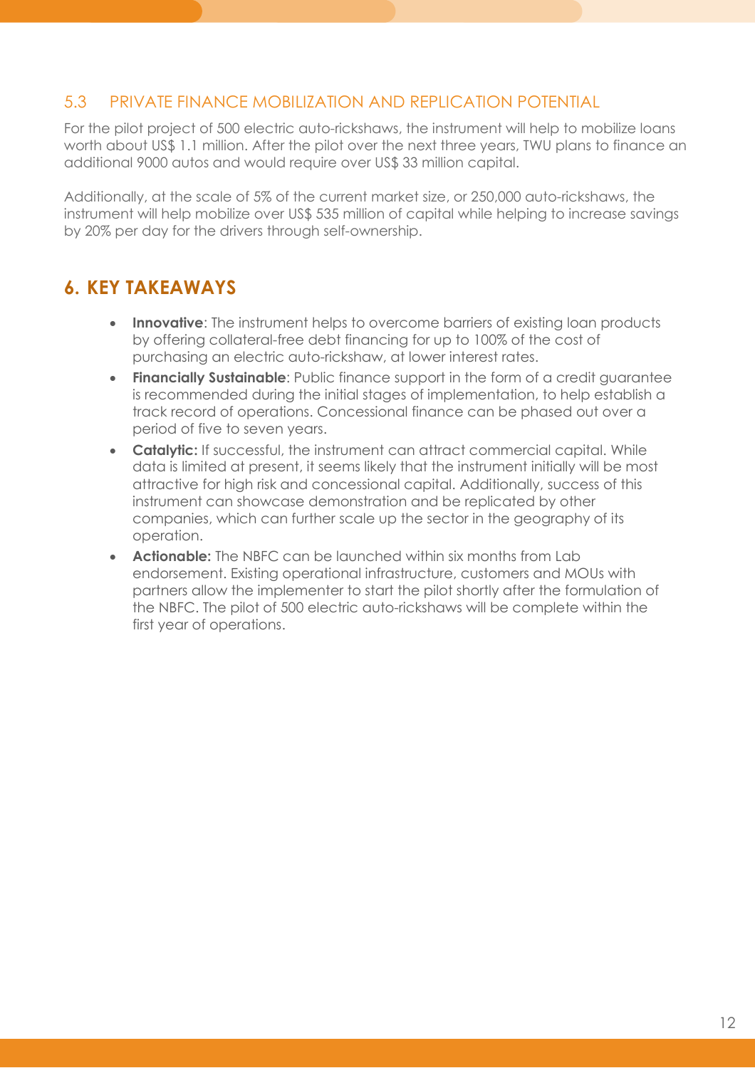### 5.3 PRIVATE FINANCE MOBILIZATION AND REPLICATION POTENTIAL

For the pilot project of 500 electric auto-rickshaws, the instrument will help to mobilize loans worth about US$ 1.1 million. After the pilot over the next three years, TWU plans to finance an additional 9000 autos and would require over US$ 33 million capital.

Additionally, at the scale of 5% of the current market size, or 250,000 auto-rickshaws, the instrument will help mobilize over US$ 535 million of capital while helping to increase savings by 20% per day for the drivers through self-ownership.

## 6. KEY TAKEAWAYS

- **Innovative**: The instrument helps to overcome barriers of existing loan products by offering collateral-free debt financing for up to 100% of the cost of purchasing an electric auto-rickshaw, at lower interest rates.
- **Financially Sustainable**: Public finance support in the form of a credit guarantee is recommended during the initial stages of implementation, to help establish a track record of operations. Concessional finance can be phased out over a period of five to seven years.
- **Catalytic:** If successful, the instrument can attract commercial capital. While data is limited at present, it seems likely that the instrument initially will be most attractive for high risk and concessional capital. Additionally, success of this instrument can showcase demonstration and be replicated by other companies, which can further scale up the sector in the geography of its operation.
- **Actionable:** The NBFC can be launched within six months from Lab endorsement. Existing operational infrastructure, customers and MOUs with partners allow the implementer to start the pilot shortly after the formulation of the NBFC. The pilot of 500 electric auto-rickshaws will be complete within the first year of operations.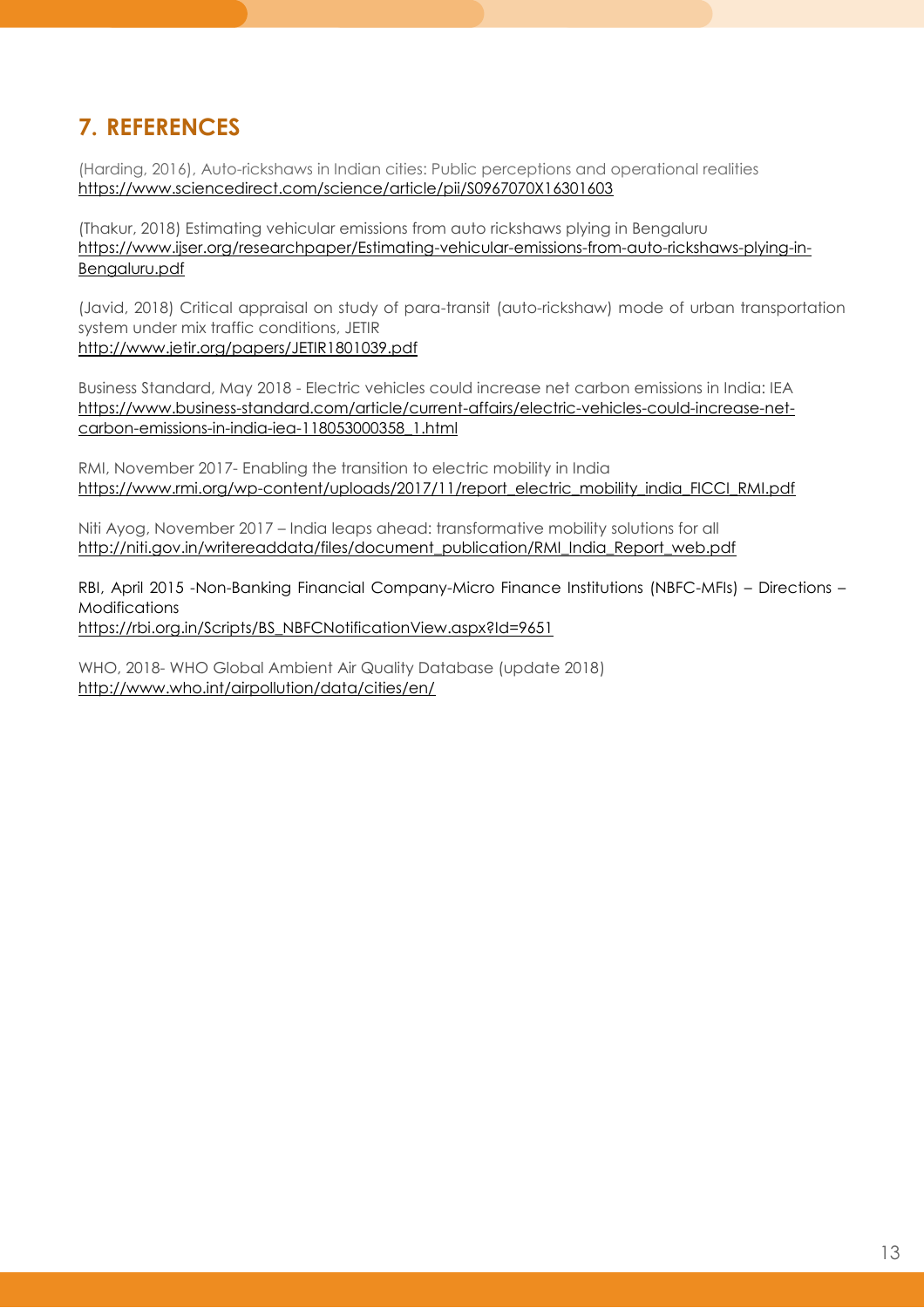## 7. REFERENCES

(Harding, 2016), Auto-rickshaws in Indian cities: Public perceptions and operational realities
https://www.sciencedirect.com/science/article/pii/S0967070X16301603

(Thakur, 2018) Estimating vehicular emissions from auto rickshaws plying in Bengaluru
https://www.ijser.org/researchpaper/Estimating-vehicular-emissions-from-auto-rickshaws-plying-in-Bengaluru.pdf

(Javid, 2018) Critical appraisal on study of para-transit (auto-rickshaw) mode of urban transportation system under mix traffic conditions, JETIR
http://www.jetir.org/papers/JETIR1801039.pdf

Business Standard, May 2018 - Electric vehicles could increase net carbon emissions in India: IEA
https://www.business-standard.com/article/current-affairs/electric-vehicles-could-increase-net-carbon-emissions-in-india-iea-118053000358_1.html

RMI, November 2017- Enabling the transition to electric mobility in India
https://www.rmi.org/wp-content/uploads/2017/11/report_electric_mobility_india_FICCI_RMI.pdf

Niti Ayog, November 2017 – India leaps ahead: transformative mobility solutions for all
http://niti.gov.in/writereaddata/files/document_publication/RMI_India_Report_web.pdf

RBI, April 2015 -Non-Banking Financial Company-Micro Finance Institutions (NBFC-MFIs) – Directions – Modifications
https://rbi.org.in/Scripts/BS_NBFCNotificationView.aspx?Id=9651

WHO, 2018- WHO Global Ambient Air Quality Database (update 2018)
http://www.who.int/airpollution/data/cities/en/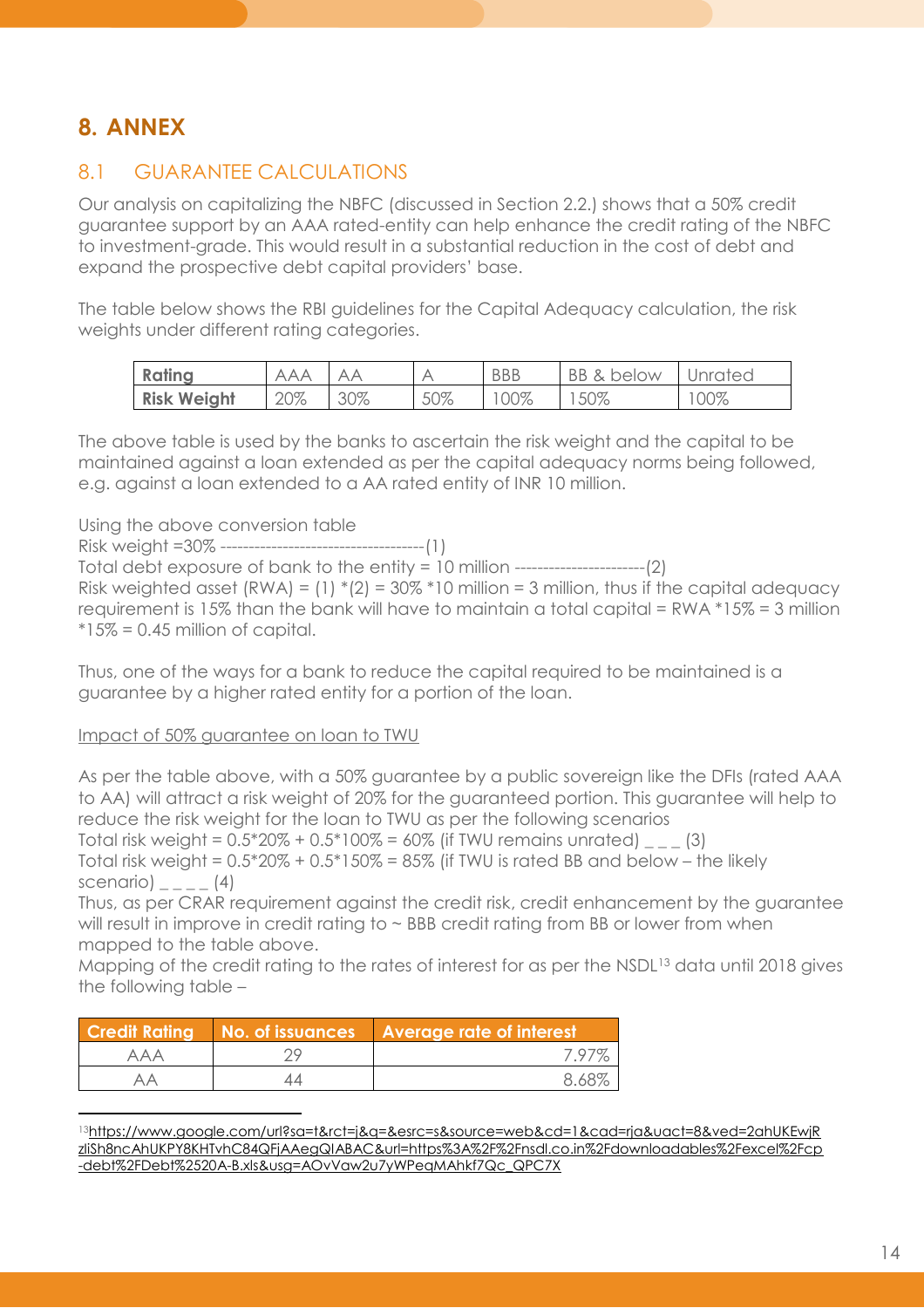# 8. ANNEX

## 8.1 GUARANTEE CALCULATIONS

Our analysis on capitalizing the NBFC (discussed in Section 2.2.) shows that a 50% credit guarantee support by an AAA rated-entity can help enhance the credit rating of the NBFC to investment-grade. This would result in a substantial reduction in the cost of debt and expand the prospective debt capital providers' base.

The table below shows the RBI guidelines for the Capital Adequacy calculation, the risk weights under different rating categories.

| Rating | AAA | AA | A | BBB | BB & below | Unrated |
|---|---|---|---|---|---|---|
| Risk Weight | 20% | 30% | 50% | 100% | 150% | 100% |

The above table is used by the banks to ascertain the risk weight and the capital to be maintained against a loan extended as per the capital adequacy norms being followed, e.g. against a loan extended to a AA rated entity of INR 10 million.

Using the above conversion table
Risk weight =30% ------------------------------------(1)
Total debt exposure of bank to the entity = 10 million -----------------------(2)
Risk weighted asset (RWA) = (1) *(2) = 30% *10 million = 3 million, thus if the capital adequacy requirement is 15% than the bank will have to maintain a total capital = RWA *15% = 3 million *15% = 0.45 million of capital.

Thus, one of the ways for a bank to reduce the capital required to be maintained is a guarantee by a higher rated entity for a portion of the loan.

Impact of 50% guarantee on loan to TWU

As per the table above, with a 50% guarantee by a public sovereign like the DFIs (rated AAA to AA) will attract a risk weight of 20% for the guaranteed portion. This guarantee will help to reduce the risk weight for the loan to TWU as per the following scenarios
Total risk weight = 0.5*20% + 0.5*100% = 60% (if TWU remains unrated) _ _ _ (3)
Total risk weight = 0.5*20% + 0.5*150% = 85% (if TWU is rated BB and below – the likely scenario) _ _ _ _ (4)
Thus, as per CRAR requirement against the credit risk, credit enhancement by the guarantee will result in improve in credit rating to ~ BBB credit rating from BB or lower from when mapped to the table above.
Mapping of the credit rating to the rates of interest for as per the NSDL[13] data until 2018 gives the following table –

| Credit Rating | No. of issuances | Average rate of interest |
|---|---|---|
| AAA | 29 | 7.97% |
| AA | 44 | 8.68% |

[13] https://www.google.com/url?sa=t&rct=j&q=&esrc=s&source=web&cd=1&cad=rja&uact=8&ved=2ahUKEwjRzliSh8ncAhUKPY8KHTvhC84QFjAAegQIABAC&url=https%3A%2F%2Fnsdl.co.in%2Fdownloadables%2Fexcel%2Fcp-debt%2FDebt%2520A-B.xls&usg=AOvVaw2u7yWPegMAhkf7Qc_QPC7X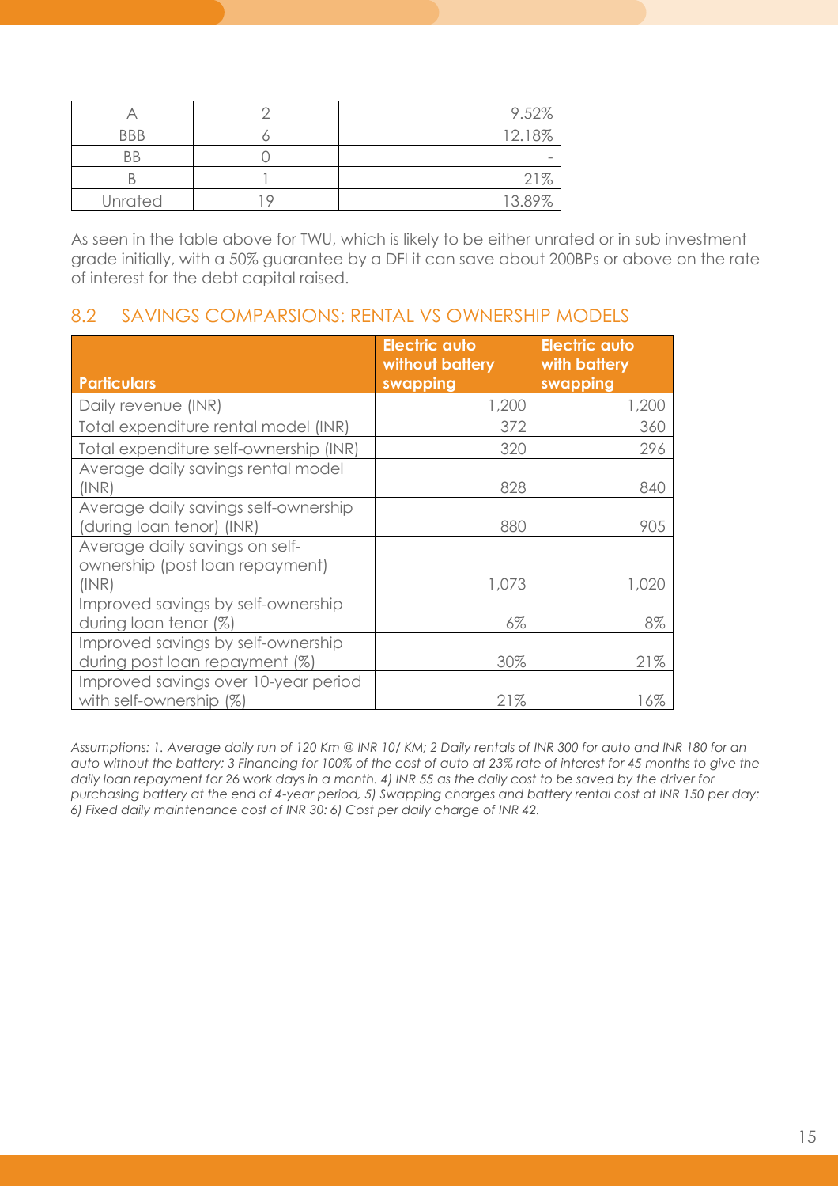| | | |
|---|---|---|
| A | 2 | 9.52% |
| BBB | 6 | 12.18% |
| BB | 0 | - |
| B | 1 | 21% |
| Unrated | 19 | 13.89% |

As seen in the table above for TWU, which is likely to be either unrated or in sub investment grade initially, with a 50% guarantee by a DFI it can save about 200BPs or above on the rate of interest for the debt capital raised.

## 8.2 SAVINGS COMPARSIONS: RENTAL VS OWNERSHIP MODELS

| Particulars | Electric auto without battery swapping | Electric auto with battery swapping |
|---|---|---|
| Daily revenue (INR) | 1,200 | 1,200 |
| Total expenditure rental model (INR) | 372 | 360 |
| Total expenditure self-ownership (INR) | 320 | 296 |
| Average daily savings rental model (INR) | 828 | 840 |
| Average daily savings self-ownership (during loan tenor) (INR) | 880 | 905 |
| Average daily savings on self-ownership (post loan repayment) (INR) | 1,073 | 1,020 |
| Improved savings by self-ownership during loan tenor (%) | 6% | 8% |
| Improved savings by self-ownership during post loan repayment (%) | 30% | 21% |
| Improved savings over 10-year period with self-ownership (%) | 21% | 16% |

*Assumptions: 1. Average daily run of 120 Km @ INR 10/ KM; 2 Daily rentals of INR 300 for auto and INR 180 for an auto without the battery; 3 Financing for 100% of the cost of auto at 23% rate of interest for 45 months to give the daily loan repayment for 26 work days in a month. 4) INR 55 as the daily cost to be saved by the driver for purchasing battery at the end of 4-year period, 5) Swapping charges and battery rental cost at INR 150 per day: 6) Fixed daily maintenance cost of INR 30: 6) Cost per daily charge of INR 42.*